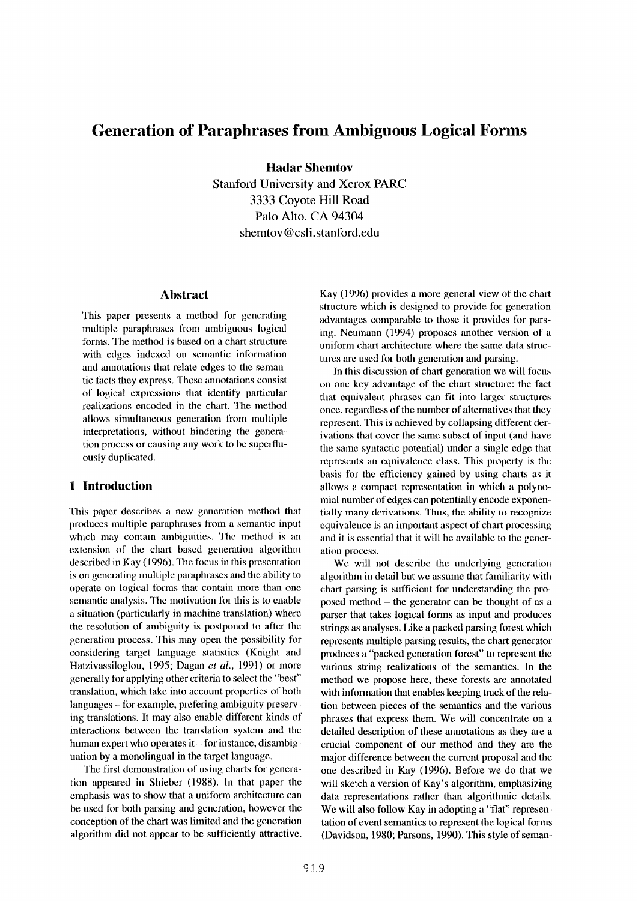# Generation of Paraphrases from Ambiguous Logical Forms

**Hadar Shemtov**

Stanford University and Xerox PARC
3333 Coyote Hill Road
Palo Alto, CA 94304
shemtov@csli.stanford.edu

## Abstract

This paper presents a method for generating multiple paraphrases from ambiguous logical forms. The method is based on a chart structure with edges indexed on semantic information and annotations that relate edges to the semantic facts they express. These annotations consist of logical expressions that identify particular realizations encoded in the chart. The method allows simultaneous generation from multiple interpretations, without hindering the generation process or causing any work to be superfluously duplicated.

## 1 Introduction

This paper describes a new generation method that produces multiple paraphrases from a semantic input which may contain ambiguities. The method is an extension of the chart based generation algorithm described in Kay (1996). The focus in this presentation is on generating multiple paraphrases and the ability to operate on logical forms that contain more than one semantic analysis. The motivation for this is to enable a situation (particularly in machine translation) where the resolution of ambiguity is postponed to after the generation process. This may open the possibility for considering target language statistics (Knight and Hatzivassiloglou, 1995; Dagan *et al.*, 1991) or more generally for applying other criteria to select the "best" translation, which take into account properties of both languages – for example, prefering ambiguity preserving translations. It may also enable different kinds of interactions between the translation system and the human expert who operates it – for instance, disambiguation by a monolingual in the target language.

The first demonstration of using charts for generation appeared in Shieber (1988). In that paper the emphasis was to show that a uniform architecture can be used for both parsing and generation, however the conception of the chart was limited and the generation algorithm did not appear to be sufficiently attractive. Kay (1996) provides a more general view of the chart structure which is designed to provide for generation advantages comparable to those it provides for parsing. Neumann (1994) proposes another version of a uniform chart architecture where the same data structures are used for both generation and parsing.

In this discussion of chart generation we will focus on one key advantage of the chart structure: the fact that equivalent phrases can fit into larger structures once, regardless of the number of alternatives that they represent. This is achieved by collapsing different derivations that cover the same subset of input (and have the same syntactic potential) under a single edge that represents an equivalence class. This property is the basis for the efficiency gained by using charts as it allows a compact representation in which a polynomial number of edges can potentially encode exponentially many derivations. Thus, the ability to recognize equivalence is an important aspect of chart processing and it is essential that it will be available to the generation process.

We will not describe the underlying generation algorithm in detail but we assume that familiarity with chart parsing is sufficient for understanding the proposed method – the generator can be thought of as a parser that takes logical forms as input and produces strings as analyses. Like a packed parsing forest which represents multiple parsing results, the chart generator produces a "packed generation forest" to represent the various string realizations of the semantics. In the method we propose here, these forests are annotated with information that enables keeping track of the relation between pieces of the semantics and the various phrases that express them. We will concentrate on a detailed description of these annotations as they are a crucial component of our method and they are the major difference between the current proposal and the one described in Kay (1996). Before we do that we will sketch a version of Kay's algorithm, emphasizing data representations rather than algorithmic details. We will also follow Kay in adopting a "flat" representation of event semantics to represent the logical forms (Davidson, 1980; Parsons, 1990). This style of seman-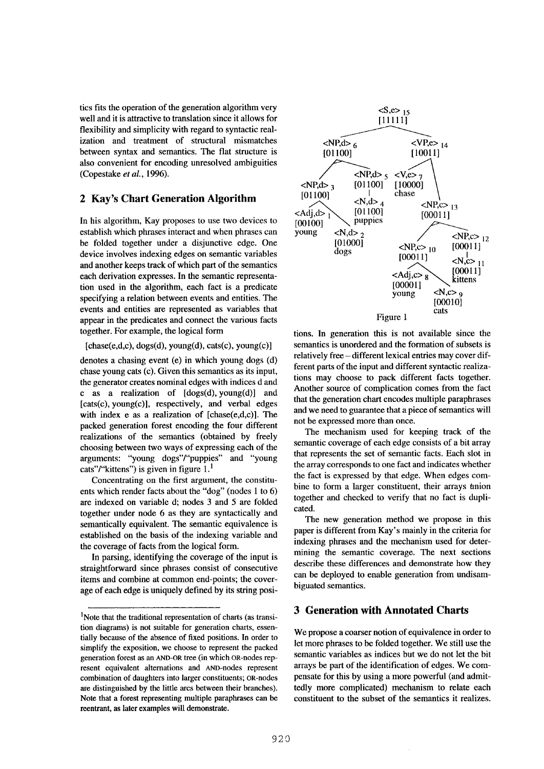tics fits the operation of the generation algorithm very well and it is attractive to translation since it allows for flexibility and simplicity with regard to syntactic realization and treatment of structural mismatches between syntax and semantics. The flat structure is also convenient for encoding unresolved ambiguities (Copestake *et al.*, 1996).

## 2 Kay's Chart Generation Algorithm

In his algorithm, Kay proposes to use two devices to establish which phrases interact and when phrases can be folded together under a disjunctive edge. One device involves indexing edges on semantic variables and another keeps track of which part of the semantics each derivation expresses. In the semantic representation used in the algorithm, each fact is a predicate specifying a relation between events and entities. The events and entities are represented as variables that appear in the predicates and connect the various facts together. For example, the logical form

[chase(e,d,c), dogs(d), young(d), cats(c), young(c)]

denotes a chasing event (e) in which young dogs (d) chase young cats (c). Given this semantics as its input, the generator creates nominal edges with indices d and c as a realization of [dogs(d), young(d)] and [cats(c), young(c)], respectively, and verbal edges with index e as a realization of [chase(e,d,c)]. The packed generation forest encoding the four different realizations of the semantics (obtained by freely choosing between two ways of expressing each of the arguments: "young dogs"/"puppies" and "young cats"/"kittens") is given in figure 1.[1]

Concentrating on the first argument, the constituents which render facts about the "dog" (nodes 1 to 6) are indexed on variable d; nodes 3 and 5 are folded together under node 6 as they are syntactically and semantically equivalent. The semantic equivalence is established on the basis of the indexing variable and the coverage of facts from the logical form.

In parsing, identifying the coverage of the input is straightforward since phrases consist of consecutive items and combine at common end-points; the coverage of each edge is uniquely defined by its string positions. In generation this is not available since the semantics is unordered and the formation of subsets is relatively free – different lexical entries may cover different parts of the input and different syntactic realizations may choose to pack different facts together. Another source of complication comes from the fact that the generation chart encodes multiple paraphrases and we need to guarantee that a piece of semantics will not be expressed more than once.

<S,e> 15 [11111]
<NP,d> 6 [01100] — <VP,e> 14 [10011]
<NP,d> 3 [01100]; <NP,d> 5 [01100]; <V,e> 7 [10000] chase; <NP,c> 13 [00011]
<Adj,d> 1 [00100] young; <N,d> 2 [01000] dogs; <N,d> 4 [01100] puppies
<NP,c> 10 [00011]; <NP,c> 12 [00011]
<Adj,c> 8 [00001] young; <N,c> 9 [00010] cats; <N,c> 11 [00011] kittens

Figure 1

The mechanism used for keeping track of the semantic coverage of each edge consists of a bit array that represents the set of semantic facts. Each slot in the array corresponds to one fact and indicates whether the fact is expressed by that edge. When edges combine to form a larger constituent, their arrays union together and checked to verify that no fact is duplicated.

The new generation method we propose in this paper is different from Kay's mainly in the criteria for indexing phrases and the mechanism used for determining the semantic coverage. The next sections describe these differences and demonstrate how they can be deployed to enable generation from undisambiguated semantics.

## 3 Generation with Annotated Charts

We propose a coarser notion of equivalence in order to let more phrases to be folded together. We still use the semantic variables as indices but we do not let the bit arrays be part of the identification of edges. We compensate for this by using a more powerful (and admittedly more complicated) mechanism to relate each constituent to the subset of the semantics it realizes.

---

[1] Note that the traditional representation of charts (as transition diagrams) is not suitable for generation charts, essentially because of the absence of fixed positions. In order to simplify the exposition, we choose to represent the packed generation forest as an AND-OR tree (in which OR-nodes represent equivalent alternations and AND-nodes represent combination of daughters into larger constituents; OR-nodes are distinguished by the little arcs between their branches). Note that a forest representing multiple paraphrases can be reentrant, as later examples will demonstrate.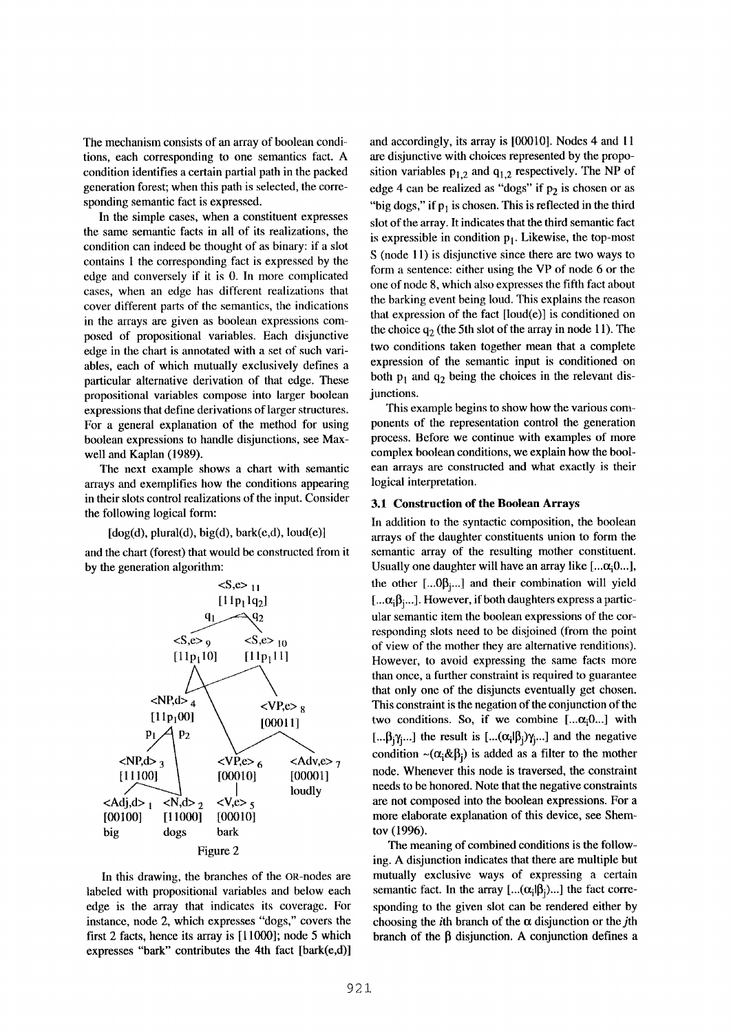The mechanism consists of an array of boolean conditions, each corresponding to one semantics fact. A condition identifies a certain partial path in the packed generation forest; when this path is selected, the corresponding semantic fact is expressed.

In the simple cases, when a constituent expresses the same semantic facts in all of its realizations, the condition can indeed be thought of as binary: if a slot contains 1 the corresponding fact is expressed by the edge and conversely if it is 0. In more complicated cases, when an edge has different realizations that cover different parts of the semantics, the indications in the arrays are given as boolean expressions composed of propositional variables. Each disjunctive edge in the chart is annotated with a set of such variables, each of which mutually exclusively defines a particular alternative derivation of that edge. These propositional variables compose into larger boolean expressions that define derivations of larger structures. For a general explanation of the method for using boolean expressions to handle disjunctions, see Maxwell and Kaplan (1989).

The next example shows a chart with semantic arrays and exemplifies how the conditions appearing in their slots control realizations of the input. Consider the following logical form:

[dog(d), plural(d), big(d), bark(e,d), loud(e)]

and the chart (forest) that would be constructed from it by the generation algorithm:

```
                  <S,e> 11
                  [11p1 1q2]
                 q1       q2
        <S,e> 9           <S,e> 10
        [11p1 10]         [11p1 11]

   <NP,d> 4                    <VP,e> 8
   [11p1 00]                   [00011]
   p1      p2

<NP,d> 3            <VP,e> 6        <Adv,e> 7
[11100]             [00010]         [00001]
                                    loudly
<Adj,d> 1  <N,d> 2  <V,e> 5
[00100]    [11000]  [00010]
big        dogs     bark
```

Figure 2

In this drawing, the branches of the OR-nodes are labeled with propositional variables and below each edge is the array that indicates its coverage. For instance, node 2, which expresses "dogs," covers the first 2 facts, hence its array is [11000]; node 5 which expresses "bark" contributes the 4th fact [bark(e,d)] and accordingly, its array is [00010]. Nodes 4 and 11 are disjunctive with choices represented by the proposition variables $p_{1,2}$ and $q_{1,2}$ respectively. The NP of edge 4 can be realized as "dogs" if $p_2$ is chosen or as "big dogs," if $p_1$ is chosen. This is reflected in the third slot of the array. It indicates that the third semantic fact is expressible in condition $p_1$. Likewise, the top-most S (node 11) is disjunctive since there are two ways to form a sentence: either using the VP of node 6 or the one of node 8, which also expresses the fifth fact about the barking event being loud. This explains the reason that expression of the fact [loud(e)] is conditioned on the choice $q_2$ (the 5th slot of the array in node 11). The two conditions taken together mean that a complete expression of the semantic input is conditioned on both $p_1$ and $q_2$ being the choices in the relevant disjunctions.

This example begins to show how the various components of the representation control the generation process. Before we continue with examples of more complex boolean conditions, we explain how the boolean arrays are constructed and what exactly is their logical interpretation.

### 3.1 Construction of the Boolean Arrays

In addition to the syntactic composition, the boolean arrays of the daughter constituents union to form the semantic array of the resulting mother constituent. Usually one daughter will have an array like $[...\alpha_i 0...]$, the other $[...0\beta_j...]$ and their combination will yield $[...\alpha_i\beta_j...]$. However, if both daughters express a particular semantic item the boolean expressions of the corresponding slots need to be disjoined (from the point of view of the mother they are alternative renditions). However, to avoid expressing the same facts more than once, a further constraint is required to guarantee that only one of the disjuncts eventually get chosen. This constraint is the negation of the conjunction of the two conditions. So, if we combine $[...\alpha_i 0...]$ with $[...\beta_j\gamma_j...]$ the result is $[...(\alpha_i|\beta_j)\gamma_j...]$ and the negative condition $\sim(\alpha_i \& \beta_j)$ is added as a filter to the mother node. Whenever this node is traversed, the constraint needs to be honored. Note that the negative constraints are not composed into the boolean expressions. For a more elaborate explanation of this device, see Shemtov (1996).

The meaning of combined conditions is the following. A disjunction indicates that there are multiple but mutually exclusive ways of expressing a certain semantic fact. In the array $[...(\alpha_i|\beta_j)...]$ the fact corresponding to the given slot can be rendered either by choosing the $i$th branch of the $\alpha$ disjunction or the $j$th branch of the $\beta$ disjunction. A conjunction defines a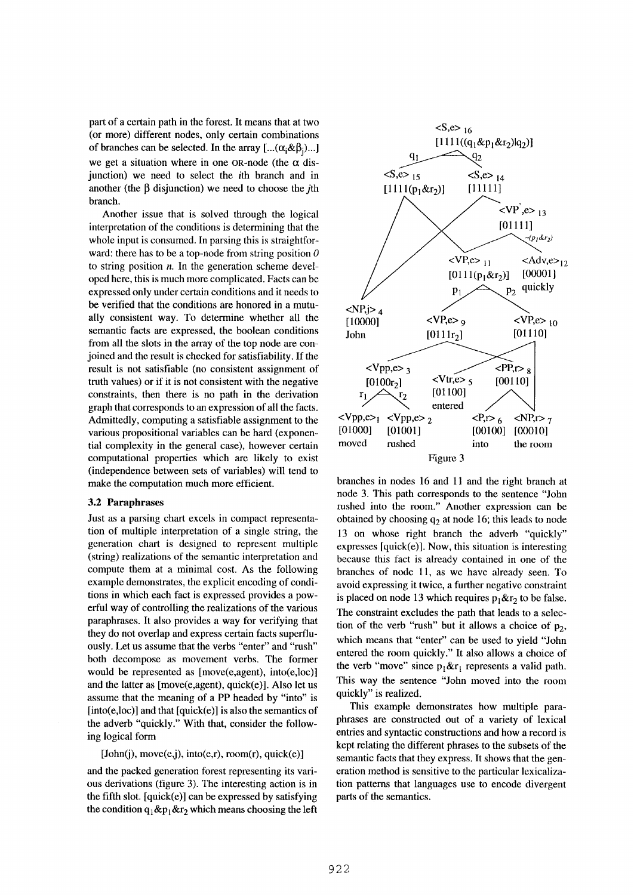part of a certain path in the forest. It means that at two (or more) different nodes, only certain combinations of branches can be selected. In the array $[...(\alpha_i \& \beta_j)...]$ we get a situation where in one OR-node (the $\alpha$ disjunction) we need to select the $i$th branch and in another (the $\beta$ disjunction) we need to choose the $j$th branch.

Another issue that is solved through the logical interpretation of the conditions is determining that the whole input is consumed. In parsing this is straightforward: there has to be a top-node from string position $0$ to string position $n$. In the generation scheme developed here, this is much more complicated. Facts can be expressed only under certain conditions and it needs to be verified that the conditions are honored in a mutually consistent way. To determine whether all the semantic facts are expressed, the boolean conditions from all the slots in the array of the top node are conjoined and the result is checked for satisfiability. If the result is not satisfiable (no consistent assignment of truth values) or if it is not consistent with the negative constraints, then there is no path in the derivation graph that corresponds to an expression of all the facts. Admittedly, computing a satisfiable assignment to the various propositional variables can be hard (exponential complexity in the general case), however certain computational properties which are likely to exist (independence between sets of variables) will tend to make the computation much more efficient.

### 3.2 Paraphrases

Just as a parsing chart excels in compact representation of multiple interpretation of a single string, the generation chart is designed to represent multiple (string) realizations of the semantic interpretation and compute them at a minimal cost. As the following example demonstrates, the explicit encoding of conditions in which each fact is expressed provides a powerful way of controlling the realizations of the various paraphrases. It also provides a way for verifying that they do not overlap and express certain facts superfluously. Let us assume that the verbs "enter" and "rush" both decompose as movement verbs. The former would be represented as [move(e,agent), into(e,loc)] and the latter as [move(e,agent), quick(e)]. Also let us assume that the meaning of a PP headed by "into" is [into(e,loc)] and that [quick(e)] is also the semantics of the adverb "quickly." With that, consider the following logical form

[John(j), move(e,j), into(e,r), room(r), quick(e)]

and the packed generation forest representing its various derivations (figure 3). The interesting action is in the fifth slot. [quick(e)] can be expressed by satisfying the condition $q_1 \& p_1 \& r_2$ which means choosing the left branches in nodes 16 and 11 and the right branch at node 3. This path corresponds to the sentence "John rushed into the room." Another expression can be obtained by choosing $q_2$ at node 16; this leads to node 13 on whose right branch the adverb "quickly" expresses [quick(e)]. Now, this situation is interesting because this fact is already contained in one of the branches of node 11, as we have already seen. To avoid expressing it twice, a further negative constraint is placed on node 13 which requires $p_1 \& r_2$ to be false. The constraint excludes the path that leads to a selection of the verb "rush" but it allows a choice of $p_2$, which means that "enter" can be used to yield "John entered the room quickly." It also allows a choice of the verb "move" since $p_1 \& r_1$ represents a valid path. This way the sentence "John moved into the room quickly" is realized.

This example demonstrates how multiple paraphrases are constructed out of a variety of lexical entries and syntactic constructions and how a record is kept relating the different phrases to the subsets of the semantic facts that they express. It shows that the generation method is sensitive to the particular lexicalization patterns that languages use to encode divergent parts of the semantics.

Figure 3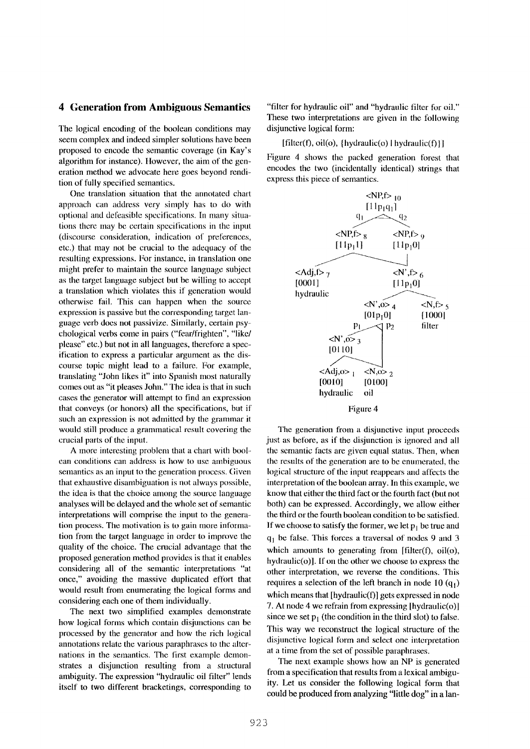## 4 Generation from Ambiguous Semantics

The logical encoding of the boolean conditions may seem complex and indeed simpler solutions have been proposed to encode the semantic coverage (in Kay's algorithm for instance). However, the aim of the generation method we advocate here goes beyond rendition of fully specified semantics.

One translation situation that the annotated chart approach can address very simply has to do with optional and defeasible specifications. In many situations there may be certain specifications in the input (discourse consideration, indication of preferences, etc.) that may not be crucial to the adequacy of the resulting expressions. For instance, in translation one might prefer to maintain the source language subject as the target language subject but be willing to accept a translation which violates this if generation would otherwise fail. This can happen when the source expression is passive but the corresponding target language verb does not passivize. Similarly, certain psychological verbs come in pairs ("fear/frighten", "like/please" etc.) but not in all languages, therefore a specification to express a particular argument as the discourse topic might lead to a failure. For example, translating "John likes it" into Spanish most naturally comes out as "it pleases John." The idea is that in such cases the generator will attempt to find an expression that conveys (or honors) all the specifications, but if such an expression is not admitted by the grammar it would still produce a grammatical result covering the crucial parts of the input.

A more interesting problem that a chart with boolean conditions can address is how to use ambiguous semantics as an input to the generation process. Given that exhaustive disambiguation is not always possible, the idea is that the choice among the source language analyses will be delayed and the whole set of semantic interpretations will comprise the input to the generation process. The motivation is to gain more information from the target language in order to improve the quality of the choice. The crucial advantage that the proposed generation method provides is that it enables considering all of the semantic interpretations "at once," avoiding the massive duplicated effort that would result from enumerating the logical forms and considering each one of them individually.

The next two simplified examples demonstrate how logical forms which contain disjunctions can be processed by the generator and how the rich logical annotations relate the various paraphrases to the alternations in the semantics. The first example demonstrates a disjunction resulting from a structural ambiguity. The expression "hydraulic oil filter" lends itself to two different bracketings, corresponding to "filter for hydraulic oil" and "hydraulic filter for oil." These two interpretations are given in the following disjunctive logical form:

[filter(f), oil(o), {hydraulic(o) | hydraulic(f)}]

Figure 4 shows the packed generation forest that encodes the two (incidentally identical) strings that express this piece of semantics.

```
                              <NP,f> 10
                              [11p1q1]
                          q1 /        \ q2
                   <NP,f> 8            <NP,f> 9
                   [11p11]             [11p10]
          ___________|___________________|
   <Adj,f> 7                          <N',f> 6
   [0001]                             [11p10]
   hydraulic                     ________|________
                           <N',o> 4             <N,f> 5
                           [01p10]              [1000]
                        p1 /     \ p2           filter
                   <N',o> 3       |
                   [01101]        |
                   /      \       |
            <Adj,o> 1     <N,o> 2
            [00010]       [0100]
            hydraulic     oil
```

Figure 4

The generation from a disjunctive input proceeds just as before, as if the disjunction is ignored and all the semantic facts are given equal status. Then, when the results of the generation are to be enumerated, the logical structure of the input reappears and affects the interpretation of the boolean array. In this example, we know that either the third fact or the fourth fact (but not both) can be expressed. Accordingly, we allow either the third or the fourth boolean condition to be satisfied. If we choose to satisfy the former, we let $p_1$ be true and $q_1$ be false. This forces a traversal of nodes 9 and 3 which amounts to generating from [filter(f), oil(o), hydraulic(o)]. If on the other we choose to express the other interpretation, we reverse the conditions. This requires a selection of the left branch in node 10 ($q_1$) which means that [hydraulic(f)] gets expressed in node 7. At node 4 we refrain from expressing [hydraulic(o)] since we set $p_1$ (the condition in the third slot) to false. This way we reconstruct the logical structure of the disjunctive logical form and select one interpretation at a time from the set of possible paraphrases.

The next example shows how an NP is generated from a specification that results from a lexical ambiguity. Let us consider the following logical form that could be produced from analyzing "little dog" in a lan-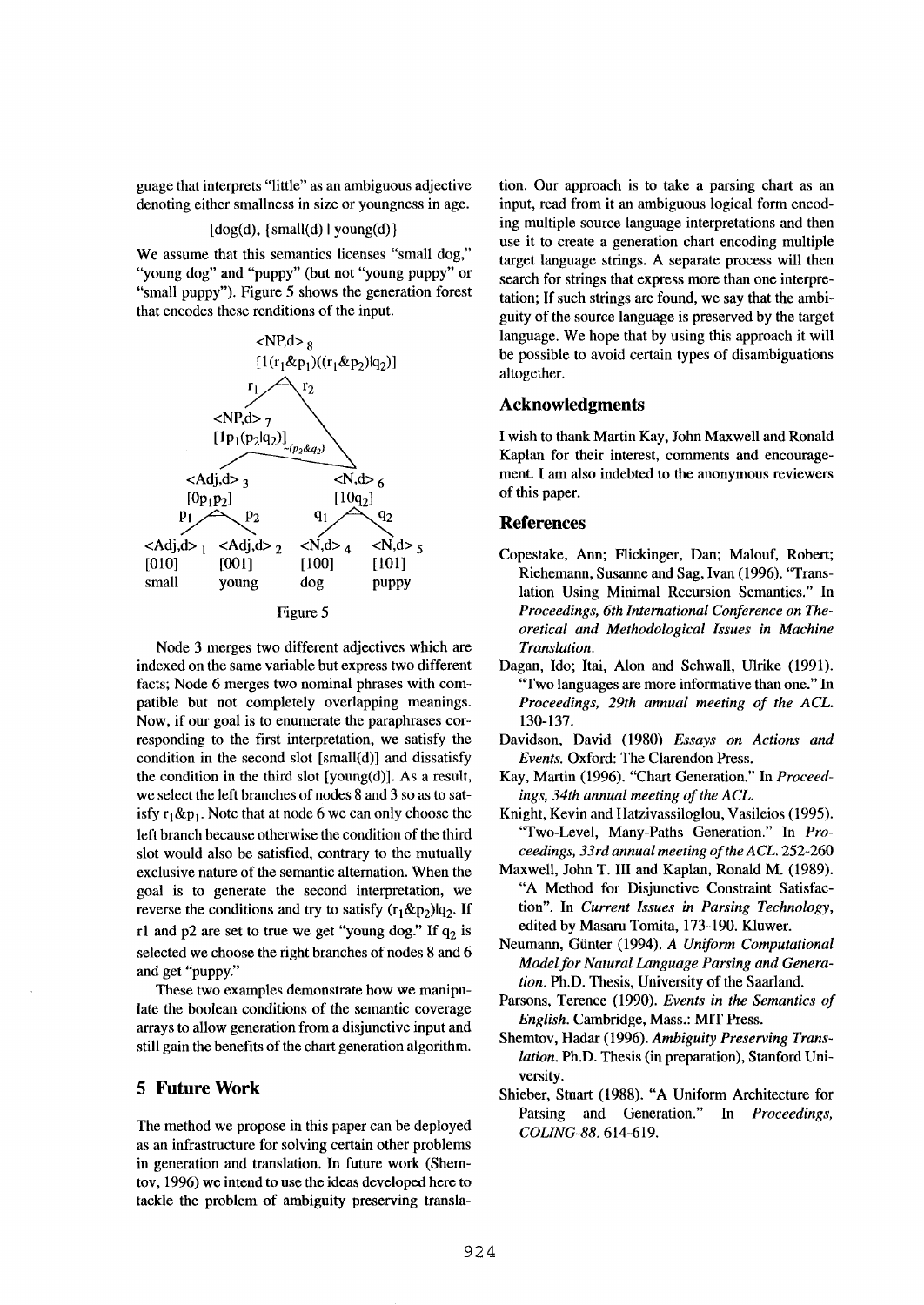guage that interprets "little" as an ambiguous adjective denoting either smallness in size or youngness in age.

$$[\text{dog}(d), \{\text{small}(d) \mid \text{young}(d)\}$$

We assume that this semantics licenses "small dog," "young dog" and "puppy" (but not "young puppy" or "small puppy"). Figure 5 shows the generation forest that encodes these renditions of the input.

<NP,d> 8
[1(r1&p1)((r1&p2)|q2)]
r1
r2
<NP,d> 7
[1p1(p2|q2)]
~(p2&q2)
<Adj,d> 3
[0p1p2]
p1
p2
<N,d> 6
[10q2]
q1
q2
<Adj,d> 1
[010]
small
<Adj,d> 2
[001]
young
<N,d> 4
[100]
dog
<N,d> 5
[101]
puppy

Figure 5

Node 3 merges two different adjectives which are indexed on the same variable but express two different facts; Node 6 merges two nominal phrases with compatible but not completely overlapping meanings. Now, if our goal is to enumerate the paraphrases corresponding to the first interpretation, we satisfy the condition in the second slot [small(d)] and dissatisfy the condition in the third slot [young(d)]. As a result, we select the left branches of nodes 8 and 3 so as to satisfy $r_1\&p_1$. Note that at node 6 we can only choose the left branch because otherwise the condition of the third slot would also be satisfied, contrary to the mutually exclusive nature of the semantic alternation. When the goal is to generate the second interpretation, we reverse the conditions and try to satisfy $(r_1\&p_2)|q_2$. If r1 and p2 are set to true we get "young dog." If $q_2$ is selected we choose the right branches of nodes 8 and 6 and get "puppy."

These two examples demonstrate how we manipulate the boolean conditions of the semantic coverage arrays to allow generation from a disjunctive input and still gain the benefits of the chart generation algorithm.

## 5 Future Work

The method we propose in this paper can be deployed as an infrastructure for solving certain other problems in generation and translation. In future work (Shemtov, 1996) we intend to use the ideas developed here to tackle the problem of ambiguity preserving translation. Our approach is to take a parsing chart as an input, read from it an ambiguous logical form encoding multiple source language interpretations and then use it to create a generation chart encoding multiple target language strings. A separate process will then search for strings that express more than one interpretation; If such strings are found, we say that the ambiguity of the source language is preserved by the target language. We hope that by using this approach it will be possible to avoid certain types of disambiguations altogether.

## Acknowledgments

I wish to thank Martin Kay, John Maxwell and Ronald Kaplan for their interest, comments and encouragement. I am also indebted to the anonymous reviewers of this paper.

## References

Copestake, Ann; Flickinger, Dan; Malouf, Robert; Riehemann, Susanne and Sag, Ivan (1996). "Translation Using Minimal Recursion Semantics." In *Proceedings, 6th International Conference on Theoretical and Methodological Issues in Machine Translation.*

Dagan, Ido; Itai, Alon and Schwall, Ulrike (1991). "Two languages are more informative than one." In *Proceedings, 29th annual meeting of the ACL.* 130-137.

Davidson, David (1980) *Essays on Actions and Events.* Oxford: The Clarendon Press.

Kay, Martin (1996). "Chart Generation." In *Proceedings, 34th annual meeting of the ACL.*

Knight, Kevin and Hatzivassiloglou, Vasileios (1995). "Two-Level, Many-Paths Generation." In *Proceedings, 33rd annual meeting of the ACL.* 252-260

Maxwell, John T. III and Kaplan, Ronald M. (1989). "A Method for Disjunctive Constraint Satisfaction". In *Current Issues in Parsing Technology,* edited by Masaru Tomita, 173-190. Kluwer.

Neumann, Günter (1994). *A Uniform Computational Model for Natural Language Parsing and Generation.* Ph.D. Thesis, University of the Saarland.

Parsons, Terence (1990). *Events in the Semantics of English.* Cambridge, Mass.: MIT Press.

Shemtov, Hadar (1996). *Ambiguity Preserving Translation.* Ph.D. Thesis (in preparation), Stanford University.

Shieber, Stuart (1988). "A Uniform Architecture for Parsing and Generation." In *Proceedings, COLING-88.* 614-619.